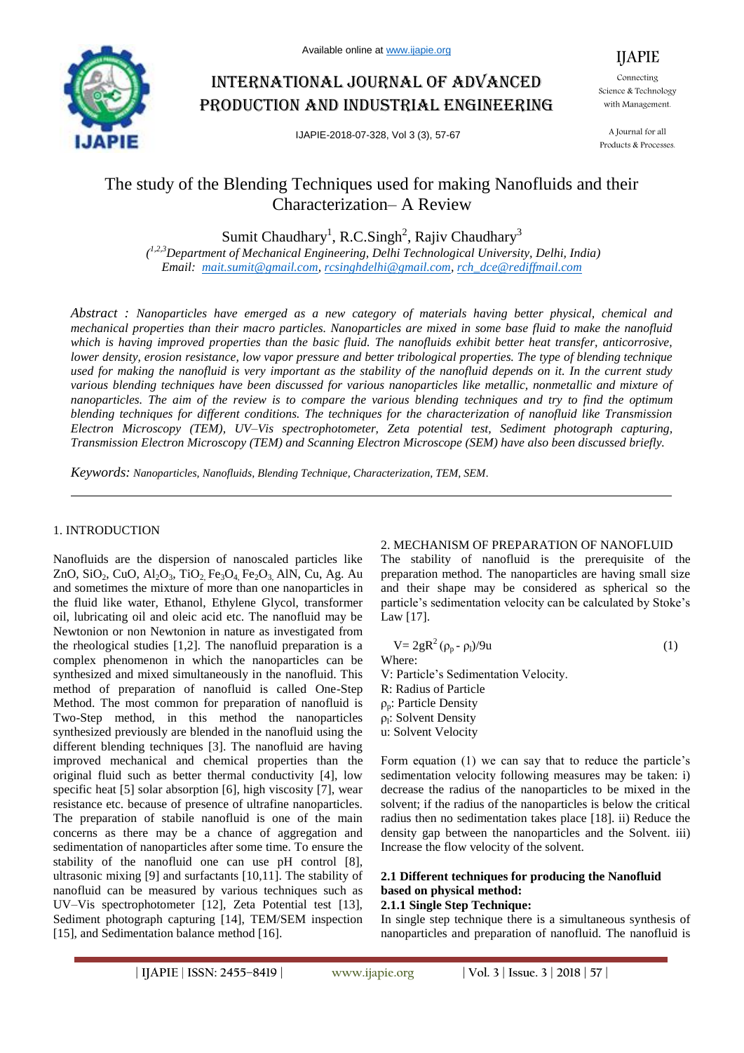# The study of the Blending Techniques used for making Nanofluids and their Characterization– A Review

Sumit Chaudhary[1], R.C.Singh[2], Rajiv Chaudhary[3]

([1,2,3]Department of Mechanical Engineering, Delhi Technological University, Delhi, India)

Email: mait.sumit@gmail.com, rcsinghdelhi@gmail.com, rch_dce@rediffmail.com

*Abstract : Nanoparticles have emerged as a new category of materials having better physical, chemical and mechanical properties than their macro particles. Nanoparticles are mixed in some base fluid to make the nanofluid which is having improved properties than the basic fluid. The nanofluids exhibit better heat transfer, anticorrosive, lower density, erosion resistance, low vapor pressure and better tribological properties. The type of blending technique used for making the nanofluid is very important as the stability of the nanofluid depends on it. In the current study various blending techniques have been discussed for various nanoparticles like metallic, nonmetallic and mixture of nanoparticles. The aim of the review is to compare the various blending techniques and try to find the optimum blending techniques for different conditions. The techniques for the characterization of nanofluid like Transmission Electron Microscopy (TEM), UV–Vis spectrophotometer, Zeta potential test, Sediment photograph capturing, Transmission Electron Microscopy (TEM) and Scanning Electron Microscope (SEM) have also been discussed briefly.*

*Keywords: Nanoparticles, Nanofluids, Blending Technique, Characterization, TEM, SEM.*

## 1. INTRODUCTION

Nanofluids are the dispersion of nanoscaled particles like ZnO, $SiO_2$, CuO, $Al_2O_3$, $TiO_2$, $Fe_3O_4$, $Fe_2O_3$, AlN, Cu, Ag. Au and sometimes the mixture of more than one nanoparticles in the fluid like water, Ethanol, Ethylene Glycol, transformer oil, lubricating oil and oleic acid etc. The nanofluid may be Newtonion or non Newtonion in nature as investigated from the rheological studies [1,2]. The nanofluid preparation is a complex phenomenon in which the nanoparticles can be synthesized and mixed simultaneously in the nanofluid. This method of preparation of nanofluid is called One-Step Method. The most common for preparation of nanofluid is Two-Step method, in this method the nanoparticles synthesized previously are blended in the nanofluid using the different blending techniques [3]. The nanofluid are having improved mechanical and chemical properties than the original fluid such as better thermal conductivity [4], low specific heat [5] solar absorption [6], high viscosity [7], wear resistance etc. because of presence of ultrafine nanoparticles. The preparation of stabile nanofluid is one of the main concerns as there may be a chance of aggregation and sedimentation of nanoparticles after some time. To ensure the stability of the nanofluid one can use pH control [8], ultrasonic mixing [9] and surfactants [10,11]. The stability of nanofluid can be measured by various techniques such as UV–Vis spectrophotometer [12], Zeta Potential test [13], Sediment photograph capturing [14], TEM/SEM inspection [15], and Sedimentation balance method [16].

## 2. MECHANISM OF PREPARATION OF NANOFLUID

The stability of nanofluid is the prerequisite of the preparation method. The nanoparticles are having small size and their shape may be considered as spherical so the particle's sedimentation velocity can be calculated by Stoke's Law [17].

$$V = 2gR^2 (\rho_p - \rho_l)/9u \quad (1)$$

Where:

V: Particle's Sedimentation Velocity.

R: Radius of Particle

$\rho_p$: Particle Density

$\rho_l$: Solvent Density

u: Solvent Velocity

Form equation (1) we can say that to reduce the particle's sedimentation velocity following measures may be taken: i) decrease the radius of the nanoparticles to be mixed in the solvent; if the radius of the nanoparticles is below the critical radius then no sedimentation takes place [18]. ii) Reduce the density gap between the nanoparticles and the Solvent. iii) Increase the flow velocity of the solvent.

### 2.1 Different techniques for producing the Nanofluid based on physical method:

#### 2.1.1 Single Step Technique:

In single step technique there is a simultaneous synthesis of nanoparticles and preparation of nanofluid. The nanofluid is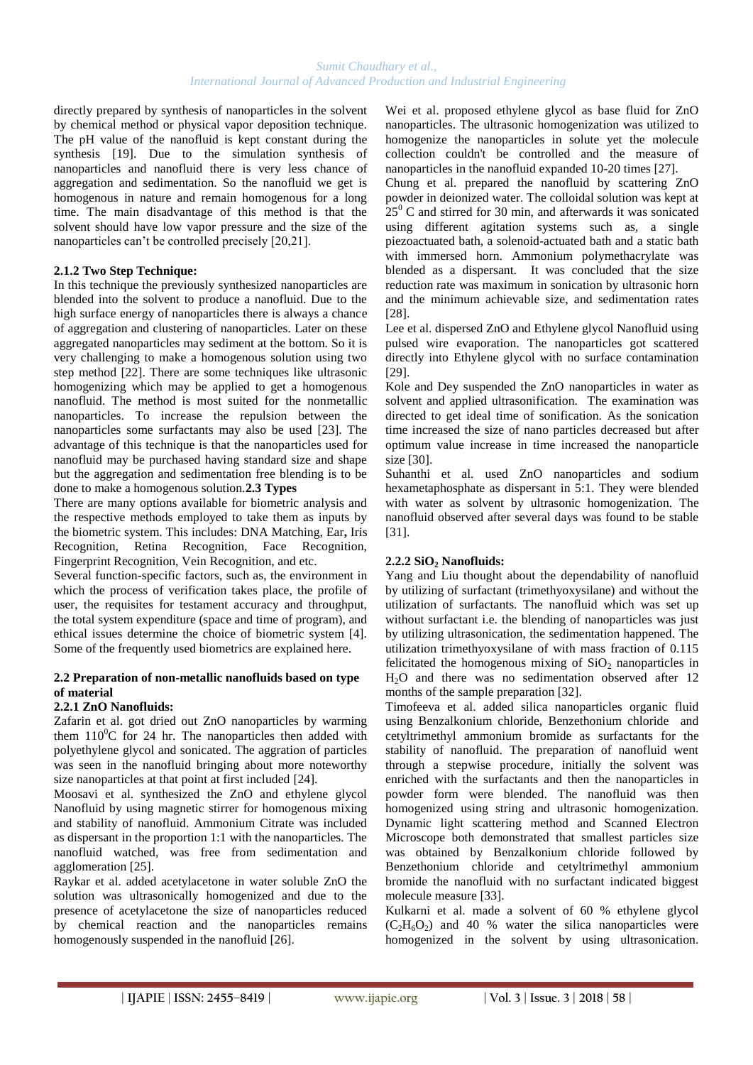directly prepared by synthesis of nanoparticles in the solvent by chemical method or physical vapor deposition technique. The pH value of the nanofluid is kept constant during the synthesis [19]. Due to the simulation synthesis of nanoparticles and nanofluid there is very less chance of aggregation and sedimentation. So the nanofluid we get is homogenous in nature and remain homogenous for a long time. The main disadvantage of this method is that the solvent should have low vapor pressure and the size of the nanoparticles can't be controlled precisely [20,21].

### 2.1.2 Two Step Technique:

In this technique the previously synthesized nanoparticles are blended into the solvent to produce a nanofluid. Due to the high surface energy of nanoparticles there is always a chance of aggregation and clustering of nanoparticles. Later on these aggregated nanoparticles may sediment at the bottom. So it is very challenging to make a homogenous solution using two step method [22]. There are some techniques like ultrasonic homogenizing which may be applied to get a homogenous nanofluid. The method is most suited for the nonmetallic nanoparticles. To increase the repulsion between the nanoparticles some surfactants may also be used [23]. The advantage of this technique is that the nanoparticles used for nanofluid may be purchased having standard size and shape but the aggregation and sedimentation free blending is to be done to make a homogenous solution.**2.3 Types**

There are many options available for biometric analysis and the respective methods employed to take them as inputs by the biometric system. This includes: DNA Matching, Ear**,** Iris Recognition, Retina Recognition, Face Recognition, Fingerprint Recognition, Vein Recognition, and etc.

Several function-specific factors, such as, the environment in which the process of verification takes place, the profile of user, the requisites for testament accuracy and throughput, the total system expenditure (space and time of program), and ethical issues determine the choice of biometric system [4]. Some of the frequently used biometrics are explained here.

### 2.2 Preparation of non-metallic nanofluids based on type of material

### 2.2.1 ZnO Nanofluids:

Zafarin et al. got dried out ZnO nanoparticles by warming them 110$^0$C for 24 hr. The nanoparticles then added with polyethylene glycol and sonicated. The aggration of particles was seen in the nanofluid bringing about more noteworthy size nanoparticles at that point at first included [24].

Moosavi et al. synthesized the ZnO and ethylene glycol Nanofluid by using magnetic stirrer for homogenous mixing and stability of nanofluid. Ammonium Citrate was included as dispersant in the proportion 1:1 with the nanoparticles. The nanofluid watched, was free from sedimentation and agglomeration [25].

Raykar et al. added acetylacetone in water soluble ZnO the solution was ultrasonically homogenized and due to the presence of acetylacetone the size of nanoparticles reduced by chemical reaction and the nanoparticles remains homogenously suspended in the nanofluid [26].

Wei et al. proposed ethylene glycol as base fluid for ZnO nanoparticles. The ultrasonic homogenization was utilized to homogenize the nanoparticles in solute yet the molecule collection couldn't be controlled and the measure of nanoparticles in the nanofluid expanded 10-20 times [27].

Chung et al. prepared the nanofluid by scattering ZnO powder in deionized water. The colloidal solution was kept at 25$^0$ C and stirred for 30 min, and afterwards it was sonicated using different agitation systems such as, a single piezoactuated bath, a solenoid-actuated bath and a static bath with immersed horn. Ammonium polymethacrylate was blended as a dispersant. It was concluded that the size reduction rate was maximum in sonication by ultrasonic horn and the minimum achievable size, and sedimentation rates [28].

Lee et al. dispersed ZnO and Ethylene glycol Nanofluid using pulsed wire evaporation. The nanoparticles got scattered directly into Ethylene glycol with no surface contamination [29].

Kole and Dey suspended the ZnO nanoparticles in water as solvent and applied ultrasonification. The examination was directed to get ideal time of sonification. As the sonication time increased the size of nano particles decreased but after optimum value increase in time increased the nanoparticle size [30].

Suhanthi et al. used ZnO nanoparticles and sodium hexametaphosphate as dispersant in 5:1. They were blended with water as solvent by ultrasonic homogenization. The nanofluid observed after several days was found to be stable [31].

### 2.2.2 $SiO_2$ Nanofluids:

Yang and Liu thought about the dependability of nanofluid by utilizing of surfactant (trimethyoxysilane) and without the utilization of surfactants. The nanofluid which was set up without surfactant i.e. the blending of nanoparticles was just by utilizing ultrasonication, the sedimentation happened. The utilization trimethyoxysilane of with mass fraction of 0.115 felicitated the homogenous mixing of $SiO_2$ nanoparticles in $H_2O$ and there was no sedimentation observed after 12 months of the sample preparation [32].

Timofeeva et al. added silica nanoparticles organic fluid using Benzalkonium chloride, Benzethonium chloride and cetyltrimethyl ammonium bromide as surfactants for the stability of nanofluid. The preparation of nanofluid went through a stepwise procedure, initially the solvent was enriched with the surfactants and then the nanoparticles in powder form were blended. The nanofluid was then homogenized using string and ultrasonic homogenization. Dynamic light scattering method and Scanned Electron Microscope both demonstrated that smallest particles size was obtained by Benzalkonium chloride followed by Benzethonium chloride and cetyltrimethyl ammonium bromide the nanofluid with no surfactant indicated biggest molecule measure [33].

Kulkarni et al. made a solvent of 60 % ethylene glycol ($C_2H_6O_2$) and 40 % water the silica nanoparticles were homogenized in the solvent by using ultrasonication.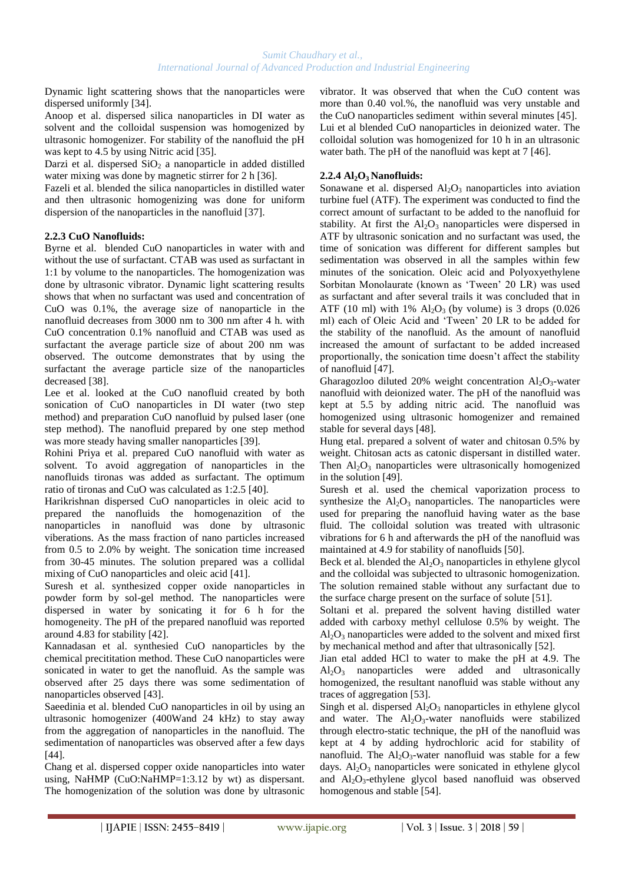Dynamic light scattering shows that the nanoparticles were dispersed uniformly [34].

Anoop et al. dispersed silica nanoparticles in DI water as solvent and the colloidal suspension was homogenized by ultrasonic homogenizer. For stability of the nanofluid the pH was kept to 4.5 by using Nitric acid [35].

Darzi et al. dispersed $SiO_2$ a nanoparticle in added distilled water mixing was done by magnetic stirrer for 2 h [36].

Fazeli et al. blended the silica nanoparticles in distilled water and then ultrasonic homogenizing was done for uniform dispersion of the nanoparticles in the nanofluid [37].

### 2.2.3 CuO Nanofluids:

Byrne et al. blended CuO nanoparticles in water with and without the use of surfactant. CTAB was used as surfactant in 1:1 by volume to the nanoparticles. The homogenization was done by ultrasonic vibrator. Dynamic light scattering results shows that when no surfactant was used and concentration of CuO was 0.1%, the average size of nanoparticle in the nanofluid decreases from 3000 nm to 300 nm after 4 h. with CuO concentration 0.1% nanofluid and CTAB was used as surfactant the average particle size of about 200 nm was observed. The outcome demonstrates that by using the surfactant the average particle size of the nanoparticles decreased [38].

Lee et al. looked at the CuO nanofluid created by both sonication of CuO nanoparticles in DI water (two step method) and preparation CuO nanofluid by pulsed laser (one step method). The nanofluid prepared by one step method was more steady having smaller nanoparticles [39].

Rohini Priya et al. prepared CuO nanofluid with water as solvent. To avoid aggregation of nanoparticles in the nanofluids tironas was added as surfactant. The optimum ratio of tironas and CuO was calculated as 1:2.5 [40].

Harikrishnan dispersed CuO nanoparticles in oleic acid to prepared the nanofluids the homogenazition of the nanoparticles in nanofluid was done by ultrasonic viberations. As the mass fraction of nano particles increased from 0.5 to 2.0% by weight. The sonication time increased from 30-45 minutes. The solution prepared was a collidal mixing of CuO nanoparticles and oleic acid [41].

Suresh et al. synthesized copper oxide nanoparticles in powder form by sol-gel method. The nanoparticles were dispersed in water by sonicating it for 6 h for the homogeneity. The pH of the prepared nanofluid was reported around 4.83 for stability [42].

Kannadasan et al. synthesied CuO nanoparticles by the chemical precititation method. These CuO nanoparticles were sonicated in water to get the nanofluid. As the sample was observed after 25 days there was some sedimentation of nanoparticles observed [43].

Saeedinia et al. blended CuO nanoparticles in oil by using an ultrasonic homogenizer (400Wand 24 kHz) to stay away from the aggregation of nanoparticles in the nanofluid. The sedimentation of nanoparticles was observed after a few days [44].

Chang et al. dispersed copper oxide nanoparticles into water using, NaHMP (CuO:NaHMP=1:3.12 by wt) as dispersant. The homogenization of the solution was done by ultrasonic vibrator. It was observed that when the CuO content was more than 0.40 vol.%, the nanofluid was very unstable and the CuO nanoparticles sediment within several minutes [45].

Lui et al blended CuO nanoparticles in deionized water. The colloidal solution was homogenized for 10 h in an ultrasonic water bath. The pH of the nanofluid was kept at 7 [46].

### 2.2.4 $Al_2O_3$ Nanofluids:

Sonawane et al. dispersed $Al_2O_3$ nanoparticles into aviation turbine fuel (ATF). The experiment was conducted to find the correct amount of surfactant to be added to the nanofluid for stability. At first the $Al_2O_3$ nanoparticles were dispersed in ATF by ultrasonic sonication and no surfactant was used, the time of sonication was different for different samples but sedimentation was observed in all the samples within few minutes of the sonication. Oleic acid and Polyoxyethylene Sorbitan Monolaurate (known as 'Tween' 20 LR) was used as surfactant and after several trails it was concluded that in ATF (10 ml) with 1% $Al_2O_3$ (by volume) is 3 drops (0.026 ml) each of Oleic Acid and 'Tween' 20 LR to be added for the stability of the nanofluid. As the amount of nanofluid increased the amount of surfactant to be added increased proportionally, the sonication time doesn't affect the stability of nanofluid [47].

Gharagozloo diluted 20% weight concentration $Al_2O_3$-water nanofluid with deionized water. The pH of the nanofluid was kept at 5.5 by adding nitric acid. The nanofluid was homogenized using ultrasonic homogenizer and remained stable for several days [48].

Hung etal. prepared a solvent of water and chitosan 0.5% by weight. Chitosan acts as catonic dispersant in distilled water. Then $Al_2O_3$ nanoparticles were ultrasonically homogenized in the solution [49].

Suresh et al. used the chemical vaporization process to synthesize the $Al_2O_3$ nanoparticles. The nanoparticles were used for preparing the nanofluid having water as the base fluid. The colloidal solution was treated with ultrasonic vibrations for 6 h and afterwards the pH of the nanofluid was maintained at 4.9 for stability of nanofluids [50].

Beck et al. blended the $Al_2O_3$ nanoparticles in ethylene glycol and the colloidal was subjected to ultrasonic homogenization. The solution remained stable without any surfactant due to the surface charge present on the surface of solute [51].

Soltani et al. prepared the solvent having distilled water added with carboxy methyl cellulose 0.5% by weight. The $Al_2O_3$ nanoparticles were added to the solvent and mixed first by mechanical method and after that ultrasonically [52].

Jian etal added HCl to water to make the pH at 4.9. The $Al_2O_3$ nanoparticles were added and ultrasonically homogenized, the resultant nanofluid was stable without any traces of aggregation [53].

Singh et al. dispersed $Al_2O_3$ nanoparticles in ethylene glycol and water. The $Al_2O_3$-water nanofluids were stabilized through electro-static technique, the pH of the nanofluid was kept at 4 by adding hydrochloric acid for stability of nanofluid. The $Al_2O_3$-water nanofluid was stable for a few days. $Al_2O_3$ nanoparticles were sonicated in ethylene glycol and $Al_2O_3$-ethylene glycol based nanofluid was observed homogenous and stable [54].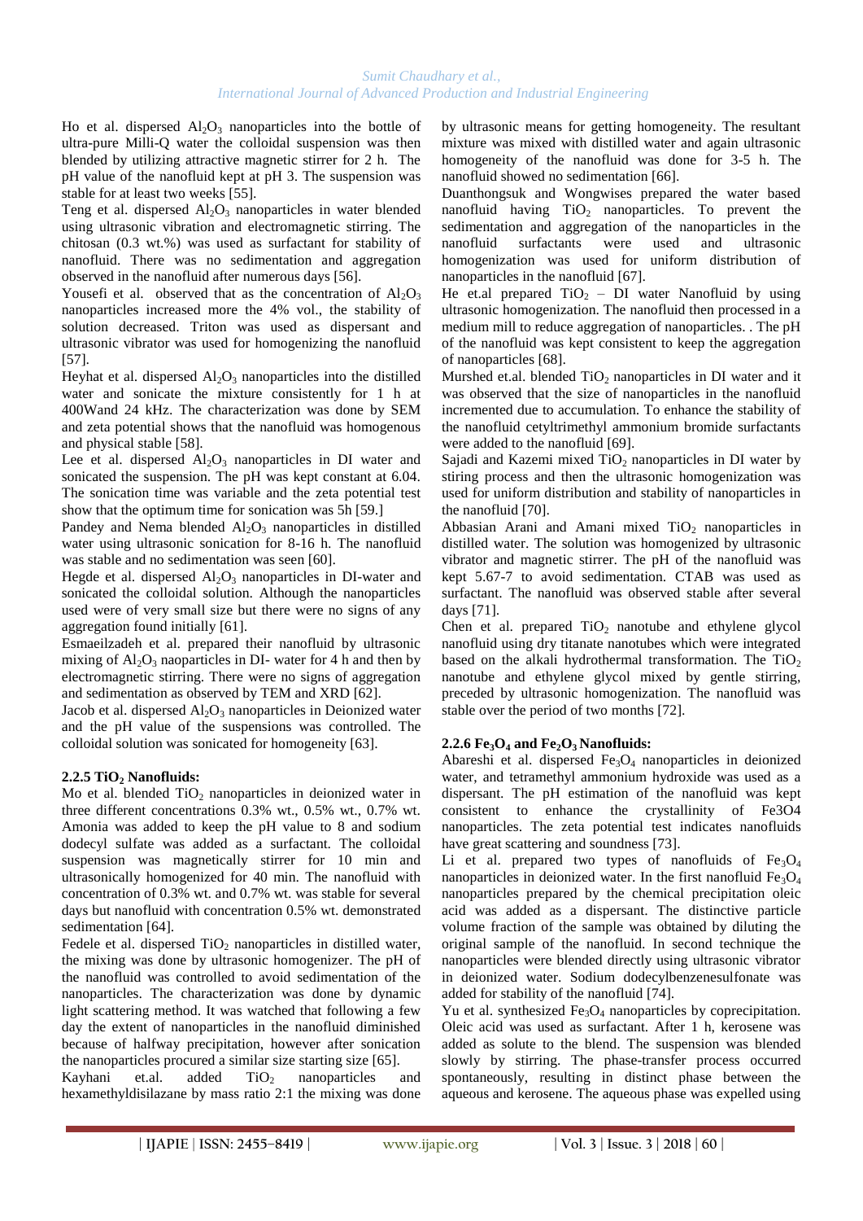Ho et al. dispersed $Al_2O_3$ nanoparticles into the bottle of ultra-pure Milli-Q water the colloidal suspension was then blended by utilizing attractive magnetic stirrer for 2 h. The pH value of the nanofluid kept at pH 3. The suspension was stable for at least two weeks [55].

Teng et al. dispersed $Al_2O_3$ nanoparticles in water blended using ultrasonic vibration and electromagnetic stirring. The chitosan (0.3 wt.%) was used as surfactant for stability of nanofluid. There was no sedimentation and aggregation observed in the nanofluid after numerous days [56].

Yousefi et al. observed that as the concentration of $Al_2O_3$ nanoparticles increased more the 4% vol., the stability of solution decreased. Triton was used as dispersant and ultrasonic vibrator was used for homogenizing the nanofluid [57].

Heyhat et al. dispersed $Al_2O_3$ nanoparticles into the distilled water and sonicate the mixture consistently for 1 h at 400W and 24 kHz. The characterization was done by SEM and zeta potential shows that the nanofluid was homogenous and physical stable [58].

Lee et al. dispersed $Al_2O_3$ nanoparticles in DI water and sonicated the suspension. The pH was kept constant at 6.04. The sonication time was variable and the zeta potential test show that the optimum time for sonication was 5h [59.]

Pandey and Nema blended $Al_2O_3$ nanoparticles in distilled water using ultrasonic sonication for 8-16 h. The nanofluid was stable and no sedimentation was seen [60].

Hegde et al. dispersed $Al_2O_3$ nanoparticles in DI-water and sonicated the colloidal solution. Although the nanoparticles used were of very small size but there were no signs of any aggregation found initially [61].

Esmaeilzadeh et al. prepared their nanofluid by ultrasonic mixing of $Al_2O_3$ naoparticles in DI- water for 4 h and then by electromagnetic stirring. There were no signs of aggregation and sedimentation as observed by TEM and XRD [62].

Jacob et al. dispersed $Al_2O_3$ nanoparticles in Deionized water and the pH value of the suspensions was controlled. The colloidal solution was sonicated for homogeneity [63].

### 2.2.5 $TiO_2$ Nanofluids:

Mo et al. blended $TiO_2$ nanoparticles in deionized water in three different concentrations 0.3% wt., 0.5% wt., 0.7% wt. Amonia was added to keep the pH value to 8 and sodium dodecyl sulfate was added as a surfactant. The colloidal suspension was magnetically stirrer for 10 min and ultrasonically homogenized for 40 min. The nanofluid with concentration of 0.3% wt. and 0.7% wt. was stable for several days but nanofluid with concentration 0.5% wt. demonstrated sedimentation [64].

Fedele et al. dispersed $TiO_2$ nanoparticles in distilled water, the mixing was done by ultrasonic homogenizer. The pH of the nanofluid was controlled to avoid sedimentation of the nanoparticles. The characterization was done by dynamic light scattering method. It was watched that following a few day the extent of nanoparticles in the nanofluid diminished because of halfway precipitation, however after sonication the nanoparticles procured a similar size starting size [65].

Kayhani et.al. added $TiO_2$ nanoparticles and hexamethyldisilazane by mass ratio 2:1 the mixing was done by ultrasonic means for getting homogeneity. The resultant mixture was mixed with distilled water and again ultrasonic homogeneity of the nanofluid was done for 3-5 h. The nanofluid showed no sedimentation [66].

Duanthongsuk and Wongwises prepared the water based nanofluid having $TiO_2$ nanoparticles. To prevent the sedimentation and aggregation of the nanoparticles in the nanofluid surfactants were used and ultrasonic homogenization was used for uniform distribution of nanoparticles in the nanofluid [67].

He et.al prepared $TiO_2$ – DI water Nanofluid by using ultrasonic homogenization. The nanofluid then processed in a medium mill to reduce aggregation of nanoparticles. . The pH of the nanofluid was kept consistent to keep the aggregation of nanoparticles [68].

Murshed et.al. blended $TiO_2$ nanoparticles in DI water and it was observed that the size of nanoparticles in the nanofluid incremented due to accumulation. To enhance the stability of the nanofluid cetyltrimethyl ammonium bromide surfactants were added to the nanofluid [69].

Sajadi and Kazemi mixed $TiO_2$ nanoparticles in DI water by stiring process and then the ultrasonic homogenization was used for uniform distribution and stability of nanoparticles in the nanofluid [70].

Abbasian Arani and Amani mixed $TiO_2$ nanoparticles in distilled water. The solution was homogenized by ultrasonic vibrator and magnetic stirrer. The pH of the nanofluid was kept 5.67-7 to avoid sedimentation. CTAB was used as surfactant. The nanofluid was observed stable after several days [71].

Chen et al. prepared $TiO_2$ nanotube and ethylene glycol nanofluid using dry titanate nanotubes which were integrated based on the alkali hydrothermal transformation. The $TiO_2$ nanotube and ethylene glycol mixed by gentle stirring, preceded by ultrasonic homogenization. The nanofluid was stable over the period of two months [72].

### 2.2.6 $Fe_3O_4$ and $Fe_2O_3$ Nanofluids:

Abareshi et al. dispersed $Fe_3O_4$ nanoparticles in deionized water, and tetramethyl ammonium hydroxide was used as a dispersant. The pH estimation of the nanofluid was kept consistent to enhance the crystallinity of Fe3O4 nanoparticles. The zeta potential test indicates nanofluids have great scattering and soundness [73].

Li et al. prepared two types of nanofluids of $Fe_3O_4$ nanoparticles in deionized water. In the first nanofluid $Fe_3O_4$ nanoparticles prepared by the chemical precipitation oleic acid was added as a dispersant. The distinctive particle volume fraction of the sample was obtained by diluting the original sample of the nanofluid. In second technique the nanoparticles were blended directly using ultrasonic vibrator in deionized water. Sodium dodecylbenzenesulfonate was added for stability of the nanofluid [74].

Yu et al. synthesized $Fe_3O_4$ nanoparticles by coprecipitation. Oleic acid was used as surfactant. After 1 h, kerosene was added as solute to the blend. The suspension was blended slowly by stirring. The phase-transfer process occurred spontaneously, resulting in distinct phase between the aqueous and kerosene. The aqueous phase was expelled using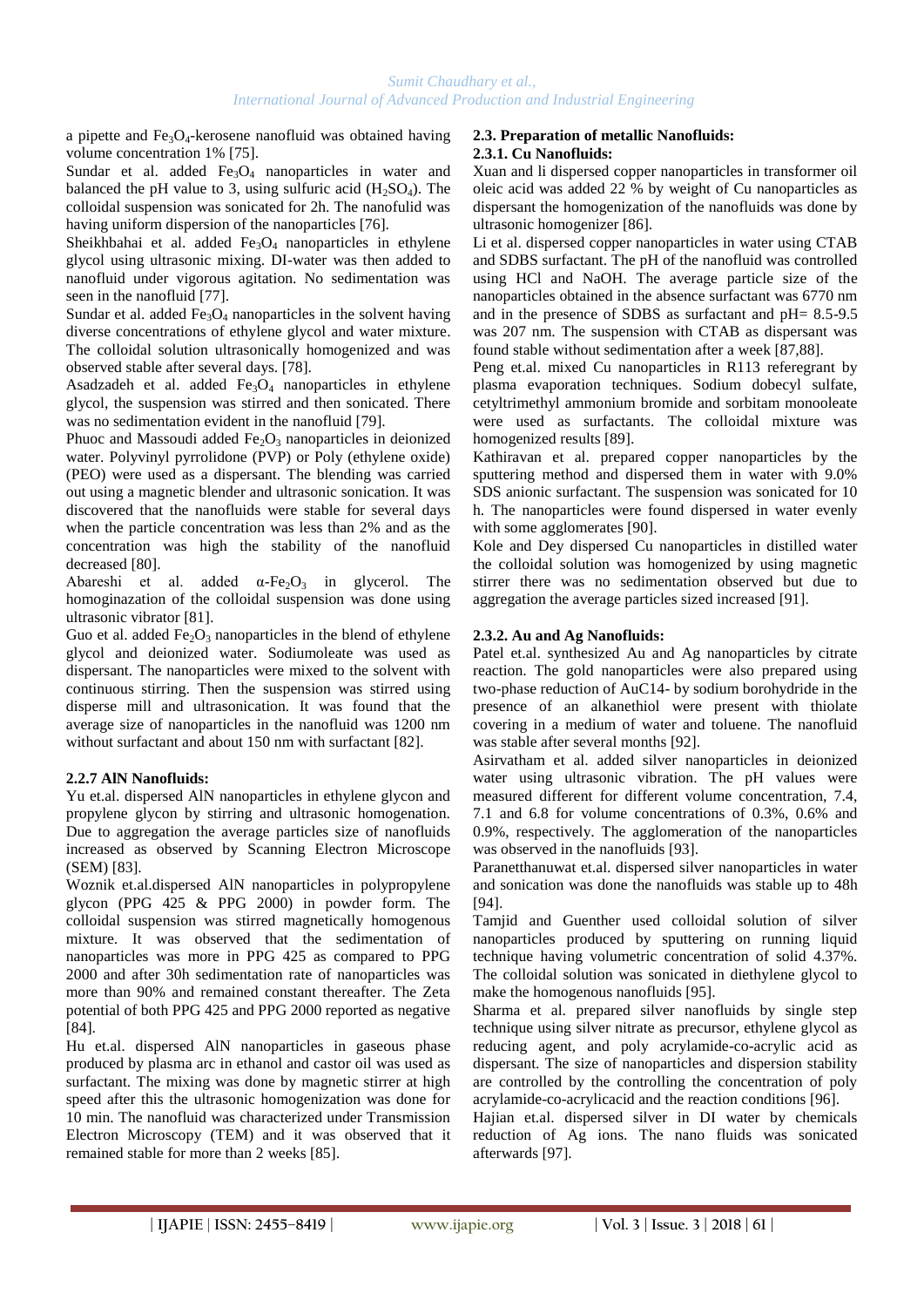a pipette and $Fe_3O_4$-kerosene nanofluid was obtained having volume concentration 1% [75].

Sundar et al. added $Fe_3O_4$ nanoparticles in water and balanced the pH value to 3, using sulfuric acid ($H_2SO_4$). The colloidal suspension was sonicated for 2h. The nanofulid was having uniform dispersion of the nanoparticles [76].

Sheikhbahai et al. added $Fe_3O_4$ nanoparticles in ethylene glycol using ultrasonic mixing. DI-water was then added to nanofluid under vigorous agitation. No sedimentation was seen in the nanofluid [77].

Sundar et al. added $Fe_3O_4$ nanoparticles in the solvent having diverse concentrations of ethylene glycol and water mixture. The colloidal solution ultrasonically homogenized and was observed stable after several days. [78].

Asadzadeh et al. added $Fe_3O_4$ nanoparticles in ethylene glycol, the suspension was stirred and then sonicated. There was no sedimentation evident in the nanofluid [79].

Phuoc and Massoudi added $Fe_2O_3$ nanoparticles in deionized water. Polyvinyl pyrrolidone (PVP) or Poly (ethylene oxide) (PEO) were used as a dispersant. The blending was carried out using a magnetic blender and ultrasonic sonication. It was discovered that the nanofluids were stable for several days when the particle concentration was less than 2% and as the concentration was high the stability of the nanofluid decreased [80].

Abareshi et al. added $\alpha$-$Fe_2O_3$ in glycerol. The homoginazation of the colloidal suspension was done using ultrasonic vibrator [81].

Guo et al. added $Fe_2O_3$ nanoparticles in the blend of ethylene glycol and deionized water. Sodiumoleate was used as dispersant. The nanoparticles were mixed to the solvent with continuous stirring. Then the suspension was stirred using disperse mill and ultrasonication. It was found that the average size of nanoparticles in the nanofluid was 1200 nm without surfactant and about 150 nm with surfactant [82].

#### 2.2.7 AlN Nanofluids:

Yu et.al. dispersed AlN nanoparticles in ethylene glycon and propylene glycon by stirring and ultrasonic homogenation. Due to aggregation the average particles size of nanofluids increased as observed by Scanning Electron Microscope (SEM) [83].

Woznik et.al.dispersed AlN nanoparticles in polypropylene glycon (PPG 425 & PPG 2000) in powder form. The colloidal suspension was stirred magnetically homogenous mixture. It was observed that the sedimentation of nanoparticles was more in PPG 425 as compared to PPG 2000 and after 30h sedimentation rate of nanoparticles was more than 90% and remained constant thereafter. The Zeta potential of both PPG 425 and PPG 2000 reported as negative [84].

Hu et.al. dispersed AlN nanoparticles in gaseous phase produced by plasma arc in ethanol and castor oil was used as surfactant. The mixing was done by magnetic stirrer at high speed after this the ultrasonic homogenization was done for 10 min. The nanofluid was characterized under Transmission Electron Microscopy (TEM) and it was observed that it remained stable for more than 2 weeks [85].

### 2.3. Preparation of metallic Nanofluids:

#### 2.3.1. Cu Nanofluids:

Xuan and li dispersed copper nanoparticles in transformer oil oleic acid was added 22 % by weight of Cu nanoparticles as dispersant the homogenization of the nanofluids was done by ultrasonic homogenizer [86].

Li et al. dispersed copper nanoparticles in water using CTAB and SDBS surfactant. The pH of the nanofluid was controlled using HCl and NaOH. The average particle size of the nanoparticles obtained in the absence surfactant was 6770 nm and in the presence of SDBS as surfactant and pH= 8.5-9.5 was 207 nm. The suspension with CTAB as dispersant was found stable without sedimentation after a week [87,88].

Peng et.al. mixed Cu nanoparticles in R113 referegrant by plasma evaporation techniques. Sodium dobecyl sulfate, cetyltrimethyl ammonium bromide and sorbitam monooleate were used as surfactants. The colloidal mixture was homogenized results [89].

Kathiravan et al. prepared copper nanoparticles by the sputtering method and dispersed them in water with 9.0% SDS anionic surfactant. The suspension was sonicated for 10 h. The nanoparticles were found dispersed in water evenly with some agglomerates [90].

Kole and Dey dispersed Cu nanoparticles in distilled water the colloidal solution was homogenized by using magnetic stirrer there was no sedimentation observed but due to aggregation the average particles sized increased [91].

#### 2.3.2. Au and Ag Nanofluids:

Patel et.al. synthesized Au and Ag nanoparticles by citrate reaction. The gold nanoparticles were also prepared using two-phase reduction of AuC14- by sodium borohydride in the presence of an alkanethiol were present with thiolate covering in a medium of water and toluene. The nanofluid was stable after several months [92].

Asirvatham et al. added silver nanoparticles in deionized water using ultrasonic vibration. The pH values were measured different for different volume concentration, 7.4, 7.1 and 6.8 for volume concentrations of 0.3%, 0.6% and 0.9%, respectively. The agglomeration of the nanoparticles was observed in the nanofluids [93].

Paranetthanuwat et.al. dispersed silver nanoparticles in water and sonication was done the nanofluids was stable up to 48h [94].

Tamjid and Guenther used colloidal solution of silver nanoparticles produced by sputtering on running liquid technique having volumetric concentration of solid 4.37%. The colloidal solution was sonicated in diethylene glycol to make the homogenous nanofluids [95].

Sharma et al. prepared silver nanofluids by single step technique using silver nitrate as precursor, ethylene glycol as reducing agent, and poly acrylamide-co-acrylic acid as dispersant. The size of nanoparticles and dispersion stability are controlled by the controlling the concentration of poly acrylamide-co-acrylicacid and the reaction conditions [96].

Hajian et.al. dispersed silver in DI water by chemicals reduction of Ag ions. The nano fluids was sonicated afterwards [97].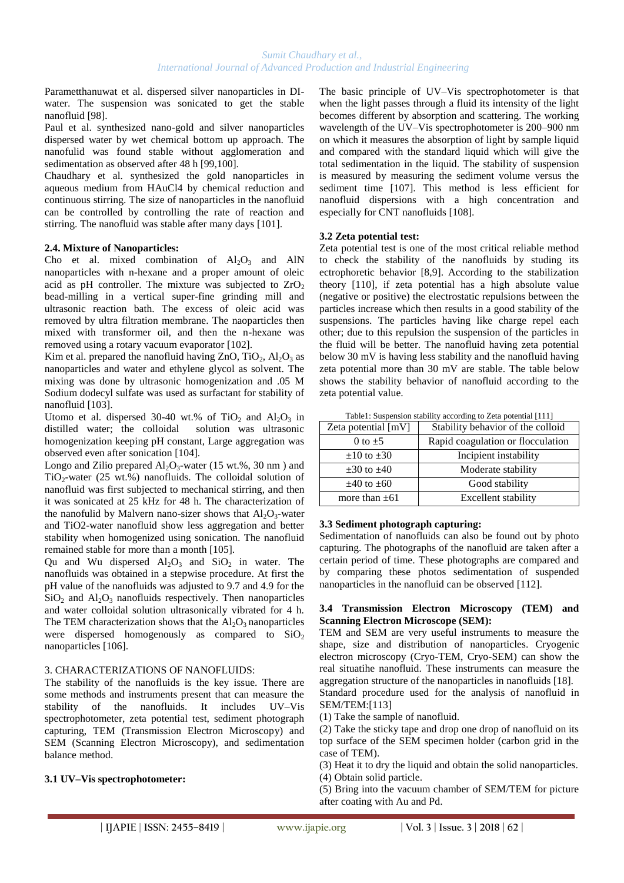Parametthanuwat et al. dispersed silver nanoparticles in DI-water. The suspension was sonicated to get the stable nanofluid [98].

Paul et al. synthesized nano-gold and silver nanoparticles dispersed water by wet chemical bottom up approach. The nanofulid was found stable without agglomeration and sedimentation as observed after 48 h [99,100].

Chaudhary et al. synthesized the gold nanoparticles in aqueous medium from HAuCl4 by chemical reduction and continuous stirring. The size of nanoparticles in the nanofluid can be controlled by controlling the rate of reaction and stirring. The nanofluid was stable after many days [101].

**2.4. Mixture of Nanoparticles:**

Cho et al. mixed combination of $Al_2O_3$ and AlN nanoparticles with n-hexane and a proper amount of oleic acid as pH controller. The mixture was subjected to $ZrO_2$ bead-milling in a vertical super-fine grinding mill and ultrasonic reaction bath. The excess of oleic acid was removed by ultra filtration membrane. The naoparticles then mixed with transformer oil, and then the n-hexane was removed using a rotary vacuum evaporator [102].

Kim et al. prepared the nanofluid having ZnO, $TiO_2$, $Al_2O_3$ as nanoparticles and water and ethylene glycol as solvent. The mixing was done by ultrasonic homogenization and .05 M Sodium dodecyl sulfate was used as surfactant for stability of nanofluid [103].

Utomo et al. dispersed 30-40 wt.% of $TiO_2$ and $Al_2O_3$ in distilled water; the colloidal solution was ultrasonic homogenization keeping pH constant, Large aggregation was observed even after sonication [104].

Longo and Zilio prepared $Al_2O_3$-water (15 wt.%, 30 nm ) and $TiO_2$-water (25 wt.%) nanofluids. The colloidal solution of nanofluid was first subjected to mechanical stirring, and then it was sonicated at 25 kHz for 48 h. The characterization of the nanofluid by Malvern nano-sizer shows that $Al_2O_3$-water and TiO2-water nanofluid show less aggregation and better stability when homogenized using sonication. The nanofluid remained stable for more than a month [105].

Qu and Wu dispersed $Al_2O_3$ and $SiO_2$ in water. The nanofluids was obtained in a stepwise procedure. At first the pH value of the nanofluids was adjusted to 9.7 and 4.9 for the $SiO_2$ and $Al_2O_3$ nanofluids respectively. Then nanoparticles and water colloidal solution ultrasonically vibrated for 4 h. The TEM characterization shows that the $Al_2O_3$ nanoparticles were dispersed homogenously as compared to $SiO_2$ nanoparticles [106].

3. CHARACTERIZATIONS OF NANOFLUIDS:

The stability of the nanofluids is the key issue. There are some methods and instruments present that can measure the stability of the nanofluids. It includes UV–Vis spectrophotometer, zeta potential test, sediment photograph capturing, TEM (Transmission Electron Microscopy) and SEM (Scanning Electron Microscopy), and sedimentation balance method.

**3.1 UV–Vis spectrophotometer:**

The basic principle of UV–Vis spectrophotometer is that when the light passes through a fluid its intensity of the light becomes different by absorption and scattering. The working wavelength of the UV–Vis spectrophotometer is 200–900 nm on which it measures the absorption of light by sample liquid and compared with the standard liquid which will give the total sedimentation in the liquid. The stability of suspension is measured by measuring the sediment volume versus the sediment time [107]. This method is less efficient for nanofluid dispersions with a high concentration and especially for CNT nanofluids [108].

**3.2 Zeta potential test:**

Zeta potential test is one of the most critical reliable method to check the stability of the nanofluids by studing its ectrophoretic behavior [8,9]. According to the stabilization theory [110], if zeta potential has a high absolute value (negative or positive) the electrostatic repulsions between the particles increase which then results in a good stability of the suspensions. The particles having like charge repel each other; due to this repulsion the suspension of the particles in the fluid will be better. The nanofluid having zeta potential below 30 mV is having less stability and the nanofluid having zeta potential more than 30 mV are stable. The table below shows the stability behavior of nanofluid according to the zeta potential value.

Table1: Suspension stability according to Zeta potential [111]

| Zeta potential [mV] | Stability behavior of the colloid |
|---|---|
| 0 to ±5 | Rapid coagulation or flocculation |
| ±10 to ±30 | Incipient instability |
| ±30 to ±40 | Moderate stability |
| ±40 to ±60 | Good stability |
| more than ±61 | Excellent stability |

**3.3 Sediment photograph capturing:**

Sedimentation of nanofluids can also be found out by photo capturing. The photographs of the nanofluid are taken after a certain period of time. These photographs are compared and by comparing these photos sedimentation of suspended nanoparticles in the nanofluid can be observed [112].

**3.4 Transmission Electron Microscopy (TEM) and Scanning Electron Microscope (SEM):**

TEM and SEM are very useful instruments to measure the shape, size and distribution of nanoparticles. Cryogenic electron microscopy (Cryo-TEM, Cryo-SEM) can show the real situatihe nanofluid. These instruments can measure the aggregation structure of the nanoparticles in nanofluids [18].

Standard procedure used for the analysis of nanofluid in SEM/TEM:[113]

(1) Take the sample of nanofluid.

(2) Take the sticky tape and drop one drop of nanofluid on its top surface of the SEM specimen holder (carbon grid in the case of TEM).

(3) Heat it to dry the liquid and obtain the solid nanoparticles.

(4) Obtain solid particle.

(5) Bring into the vacuum chamber of SEM/TEM for picture after coating with Au and Pd.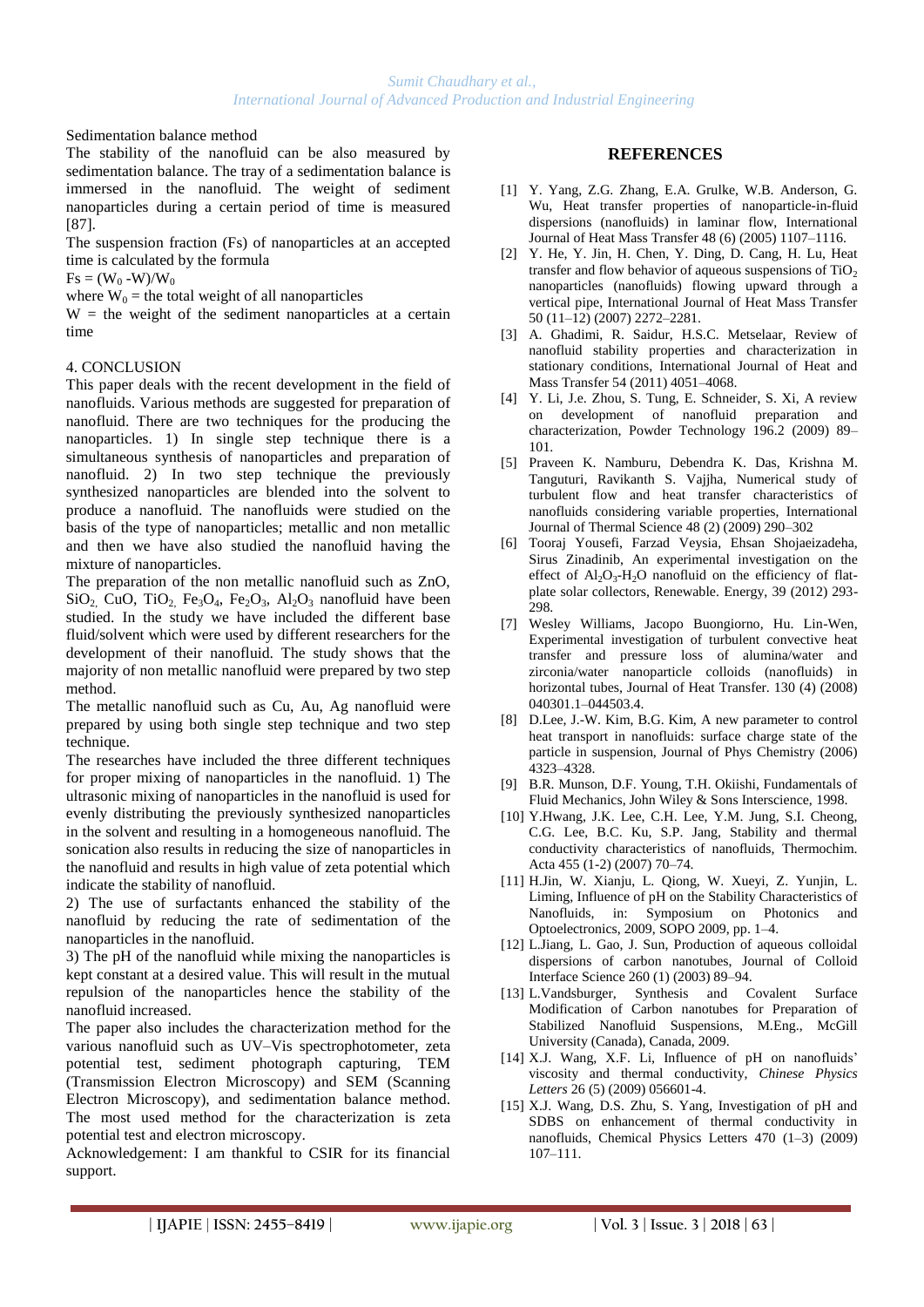Sedimentation balance method

The stability of the nanofluid can be also measured by sedimentation balance. The tray of a sedimentation balance is immersed in the nanofluid. The weight of sediment nanoparticles during a certain period of time is measured [87].

The suspension fraction (Fs) of nanoparticles at an accepted time is calculated by the formula

$Fs = (W_0 - W)/W_0$

where $W_0$ = the total weight of all nanoparticles

W = the weight of the sediment nanoparticles at a certain time

## 4. CONCLUSION

This paper deals with the recent development in the field of nanofluids. Various methods are suggested for preparation of nanofluid. There are two techniques for the producing the nanoparticles. 1) In single step technique there is a simultaneous synthesis of nanoparticles and preparation of nanofluid. 2) In two step technique the previously synthesized nanoparticles are blended into the solvent to produce a nanofluid. The nanofluids were studied on the basis of the type of nanoparticles; metallic and non metallic and then we have also studied the nanofluid having the mixture of nanoparticles.

The preparation of the non metallic nanofluid such as ZnO, $SiO_2$, CuO, $TiO_2$, $Fe_3O_4$, $Fe_2O_3$, $Al_2O_3$ nanofluid have been studied. In the study we have included the different base fluid/solvent which were used by different researchers for the development of their nanofluid. The study shows that the majority of non metallic nanofluid were prepared by two step method.

The metallic nanofluid such as Cu, Au, Ag nanofluid were prepared by using both single step technique and two step technique.

The researches have included the three different techniques for proper mixing of nanoparticles in the nanofluid. 1) The ultrasonic mixing of nanoparticles in the nanofluid is used for evenly distributing the previously synthesized nanoparticles in the solvent and resulting in a homogeneous nanofluid. The sonication also results in reducing the size of nanoparticles in the nanofluid and results in high value of zeta potential which indicate the stability of nanofluid.

2) The use of surfactants enhanced the stability of the nanofluid by reducing the rate of sedimentation of the nanoparticles in the nanofluid.

3) The pH of the nanofluid while mixing the nanoparticles is kept constant at a desired value. This will result in the mutual repulsion of the nanoparticles hence the stability of the nanofluid increased.

The paper also includes the characterization method for the various nanofluid such as UV–Vis spectrophotometer, zeta potential test, sediment photograph capturing, TEM (Transmission Electron Microscopy) and SEM (Scanning Electron Microscopy), and sedimentation balance method. The most used method for the characterization is zeta potential test and electron microscopy.

Acknowledgement: I am thankful to CSIR for its financial support.

## REFERENCES

[1] Y. Yang, Z.G. Zhang, E.A. Grulke, W.B. Anderson, G. Wu, Heat transfer properties of nanoparticle-in-fluid dispersions (nanofluids) in laminar flow, International Journal of Heat Mass Transfer 48 (6) (2005) 1107–1116.

[2] Y. He, Y. Jin, H. Chen, Y. Ding, D. Cang, H. Lu, Heat transfer and flow behavior of aqueous suspensions of $TiO_2$ nanoparticles (nanofluids) flowing upward through a vertical pipe, International Journal of Heat Mass Transfer 50 (11–12) (2007) 2272–2281.

[3] A. Ghadimi, R. Saidur, H.S.C. Metselaar, Review of nanofluid stability properties and characterization in stationary conditions, International Journal of Heat and Mass Transfer 54 (2011) 4051–4068.

[4] Y. Li, J.e. Zhou, S. Tung, E. Schneider, S. Xi, A review on development of nanofluid preparation and characterization, Powder Technology 196.2 (2009) 89–101.

[5] Praveen K. Namburu, Debendra K. Das, Krishna M. Tanguturi, Ravikanth S. Vajjha, Numerical study of turbulent flow and heat transfer characteristics of nanofluids considering variable properties, International Journal of Thermal Science 48 (2) (2009) 290–302

[6] Tooraj Yousefi, Farzad Veysia, Ehsan Shojaeizadeha, Sirus Zinadinib, An experimental investigation on the effect of $Al_2O_3$-$H_2O$ nanofluid on the efficiency of flat-plate solar collectors, Renewable. Energy, 39 (2012) 293-298.

[7] Wesley Williams, Jacopo Buongiorno, Hu. Lin-Wen, Experimental investigation of turbulent convective heat transfer and pressure loss of alumina/water and zirconia/water nanoparticle colloids (nanofluids) in horizontal tubes, Journal of Heat Transfer. 130 (4) (2008) 040301.1–044503.4.

[8] D.Lee, J.-W. Kim, B.G. Kim, A new parameter to control heat transport in nanofluids: surface charge state of the particle in suspension, Journal of Phys Chemistry (2006) 4323–4328.

[9] B.R. Munson, D.F. Young, T.H. Okiishi, Fundamentals of Fluid Mechanics, John Wiley & Sons Interscience, 1998.

[10] Y.Hwang, J.K. Lee, C.H. Lee, Y.M. Jung, S.I. Cheong, C.G. Lee, B.C. Ku, S.P. Jang, Stability and thermal conductivity characteristics of nanofluids, Thermochim. Acta 455 (1-2) (2007) 70–74.

[11] H.Jin, W. Xianju, L. Qiong, W. Xueyi, Z. Yunjin, L. Liming, Influence of pH on the Stability Characteristics of Nanofluids, in: Symposium on Photonics and Optoelectronics, 2009, SOPO 2009, pp. 1–4.

[12] L.Jiang, L. Gao, J. Sun, Production of aqueous colloidal dispersions of carbon nanotubes, Journal of Colloid Interface Science 260 (1) (2003) 89–94.

[13] L.Vandsburger, Synthesis and Covalent Surface Modification of Carbon nanotubes for Preparation of Stabilized Nanofluid Suspensions, M.Eng., McGill University (Canada), Canada, 2009.

[14] X.J. Wang, X.F. Li, Influence of pH on nanofluids' viscosity and thermal conductivity, *Chinese Physics Letters* 26 (5) (2009) 056601-4.

[15] X.J. Wang, D.S. Zhu, S. Yang, Investigation of pH and SDBS on enhancement of thermal conductivity in nanofluids, Chemical Physics Letters 470 (1–3) (2009) 107–111.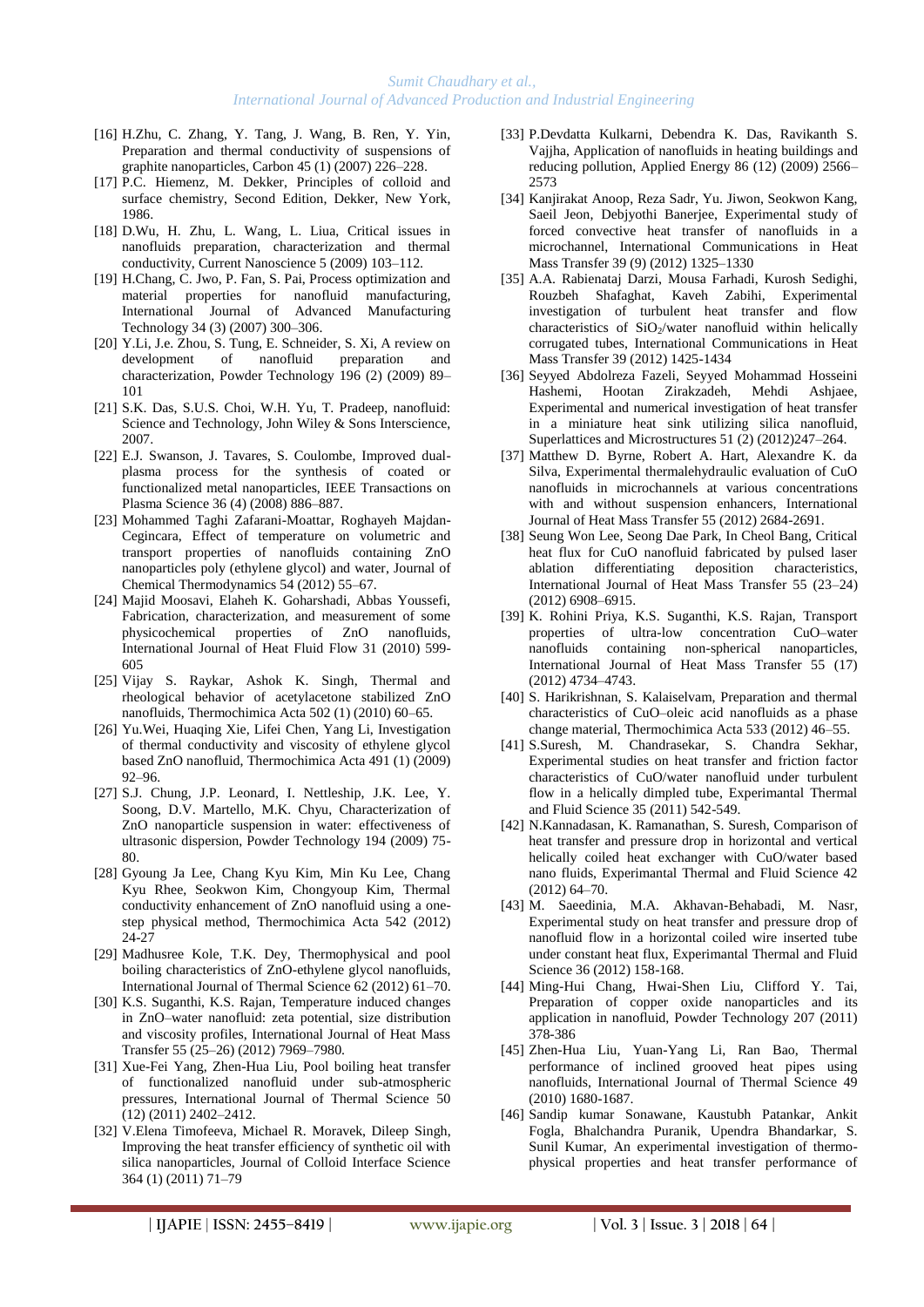[16] H.Zhu, C. Zhang, Y. Tang, J. Wang, B. Ren, Y. Yin, Preparation and thermal conductivity of suspensions of graphite nanoparticles, Carbon 45 (1) (2007) 226–228.

[17] P.C. Hiemenz, M. Dekker, Principles of colloid and surface chemistry, Second Edition, Dekker, New York, 1986.

[18] D.Wu, H. Zhu, L. Wang, L. Liua, Critical issues in nanofluids preparation, characterization and thermal conductivity, Current Nanoscience 5 (2009) 103–112.

[19] H.Chang, C. Jwo, P. Fan, S. Pai, Process optimization and material properties for nanofluid manufacturing, International Journal of Advanced Manufacturing Technology 34 (3) (2007) 300–306.

[20] Y.Li, J.e. Zhou, S. Tung, E. Schneider, S. Xi, A review on development of nanofluid preparation and characterization, Powder Technology 196 (2) (2009) 89–101

[21] S.K. Das, S.U.S. Choi, W.H. Yu, T. Pradeep, nanofluid: Science and Technology, John Wiley & Sons Interscience, 2007.

[22] E.J. Swanson, J. Tavares, S. Coulombe, Improved dual-plasma process for the synthesis of coated or functionalized metal nanoparticles, IEEE Transactions on Plasma Science 36 (4) (2008) 886–887.

[23] Mohammed Taghi Zafarani-Moattar, Roghayeh Majdan-Cegincara, Effect of temperature on volumetric and transport properties of nanofluids containing ZnO nanoparticles poly (ethylene glycol) and water, Journal of Chemical Thermodynamics 54 (2012) 55–67.

[24] Majid Moosavi, Elaheh K. Goharshadi, Abbas Youssefi, Fabrication, characterization, and measurement of some physicochemical properties of ZnO nanofluids, International Journal of Heat Fluid Flow 31 (2010) 599-605

[25] Vijay S. Raykar, Ashok K. Singh, Thermal and rheological behavior of acetylacetone stabilized ZnO nanofluids, Thermochimica Acta 502 (1) (2010) 60–65.

[26] Yu.Wei, Huaqing Xie, Lifei Chen, Yang Li, Investigation of thermal conductivity and viscosity of ethylene glycol based ZnO nanofluid, Thermochimica Acta 491 (1) (2009) 92–96.

[27] S.J. Chung, J.P. Leonard, I. Nettleship, J.K. Lee, Y. Soong, D.V. Martello, M.K. Chyu, Characterization of ZnO nanoparticle suspension in water: effectiveness of ultrasonic dispersion, Powder Technology 194 (2009) 75-80.

[28] Gyoung Ja Lee, Chang Kyu Kim, Min Ku Lee, Chang Kyu Rhee, Seokwon Kim, Chongyoup Kim, Thermal conductivity enhancement of ZnO nanofluid using a one-step physical method, Thermochimica Acta 542 (2012) 24-27

[29] Madhusree Kole, T.K. Dey, Thermophysical and pool boiling characteristics of ZnO-ethylene glycol nanofluids, International Journal of Thermal Science 62 (2012) 61–70.

[30] K.S. Suganthi, K.S. Rajan, Temperature induced changes in ZnO–water nanofluid: zeta potential, size distribution and viscosity profiles, International Journal of Heat Mass Transfer 55 (25–26) (2012) 7969–7980.

[31] Xue-Fei Yang, Zhen-Hua Liu, Pool boiling heat transfer of functionalized nanofluid under sub-atmospheric pressures, International Journal of Thermal Science 50 (12) (2011) 2402–2412.

[32] V.Elena Timofeeva, Michael R. Moravek, Dileep Singh, Improving the heat transfer efficiency of synthetic oil with silica nanoparticles, Journal of Colloid Interface Science 364 (1) (2011) 71–79

[33] P.Devdatta Kulkarni, Debendra K. Das, Ravikanth S. Vajjha, Application of nanofluids in heating buildings and reducing pollution, Applied Energy 86 (12) (2009) 2566–2573

[34] Kanjirakat Anoop, Reza Sadr, Yu. Jiwon, Seokwon Kang, Saeil Jeon, Debjyothi Banerjee, Experimental study of forced convective heat transfer of nanofluids in a microchannel, International Communications in Heat Mass Transfer 39 (9) (2012) 1325–1330

[35] A.A. Rabienataj Darzi, Mousa Farhadi, Kurosh Sedighi, Rouzbeh Shafaghat, Kaveh Zabihi, Experimental investigation of turbulent heat transfer and flow characteristics of $SiO_2$/water nanofluid within helically corrugated tubes, International Communications in Heat Mass Transfer 39 (2012) 1425-1434

[36] Seyyed Abdolreza Fazeli, Seyyed Mohammad Hosseini Hashemi, Hootan Zirakzadeh, Mehdi Ashjaee, Experimental and numerical investigation of heat transfer in a miniature heat sink utilizing silica nanofluid, Superlattices and Microstructures 51 (2) (2012)247–264.

[37] Matthew D. Byrne, Robert A. Hart, Alexandre K. da Silva, Experimental thermalehydraulic evaluation of CuO nanofluids in microchannels at various concentrations with and without suspension enhancers, International Journal of Heat Mass Transfer 55 (2012) 2684-2691.

[38] Seung Won Lee, Seong Dae Park, In Cheol Bang, Critical heat flux for CuO nanofluid fabricated by pulsed laser ablation differentiating deposition characteristics, International Journal of Heat Mass Transfer 55 (23–24) (2012) 6908–6915.

[39] K. Rohini Priya, K.S. Suganthi, K.S. Rajan, Transport properties of ultra-low concentration CuO–water nanofluids containing non-spherical nanoparticles, International Journal of Heat Mass Transfer 55 (17) (2012) 4734–4743.

[40] S. Harikrishnan, S. Kalaiselvam, Preparation and thermal characteristics of CuO–oleic acid nanofluids as a phase change material, Thermochimica Acta 533 (2012) 46–55.

[41] S.Suresh, M. Chandrasekar, S. Chandra Sekhar, Experimental studies on heat transfer and friction factor characteristics of CuO/water nanofluid under turbulent flow in a helically dimpled tube, Experimantal Thermal and Fluid Science 35 (2011) 542-549.

[42] N.Kannadasan, K. Ramanathan, S. Suresh, Comparison of heat transfer and pressure drop in horizontal and vertical helically coiled heat exchanger with CuO/water based nano fluids, Experimantal Thermal and Fluid Science 42 (2012) 64–70.

[43] M. Saeedinia, M.A. Akhavan-Behabadi, M. Nasr, Experimental study on heat transfer and pressure drop of nanofluid flow in a horizontal coiled wire inserted tube under constant heat flux, Experimantal Thermal and Fluid Science 36 (2012) 158-168.

[44] Ming-Hui Chang, Hwai-Shen Liu, Clifford Y. Tai, Preparation of copper oxide nanoparticles and its application in nanofluid, Powder Technology 207 (2011) 378-386

[45] Zhen-Hua Liu, Yuan-Yang Li, Ran Bao, Thermal performance of inclined grooved heat pipes using nanofluids, International Journal of Thermal Science 49 (2010) 1680-1687.

[46] Sandip kumar Sonawane, Kaustubh Patankar, Ankit Fogla, Bhalchandra Puranik, Upendra Bhandarkar, S. Sunil Kumar, An experimental investigation of thermo-physical properties and heat transfer performance of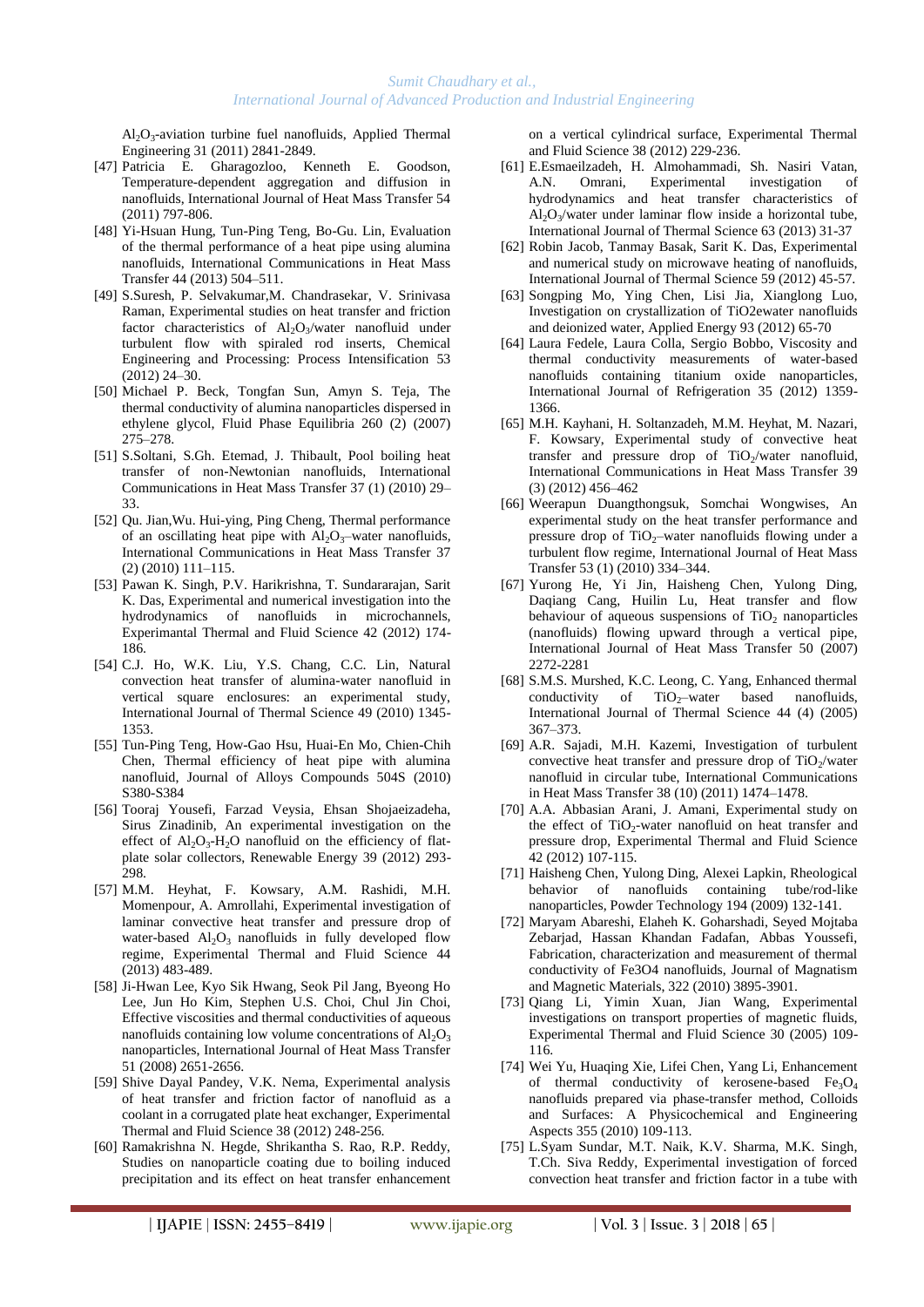$Al_2O_3$-aviation turbine fuel nanofluids, Applied Thermal Engineering 31 (2011) 2841-2849.

[47] Patricia E. Gharagozloo, Kenneth E. Goodson, Temperature-dependent aggregation and diffusion in nanofluids, International Journal of Heat Mass Transfer 54 (2011) 797-806.

[48] Yi-Hsuan Hung, Tun-Ping Teng, Bo-Gu. Lin, Evaluation of the thermal performance of a heat pipe using alumina nanofluids, International Communications in Heat Mass Transfer 44 (2013) 504–511.

[49] S.Suresh, P. Selvakumar,M. Chandrasekar, V. Srinivasa Raman, Experimental studies on heat transfer and friction factor characteristics of $Al_2O_3$/water nanofluid under turbulent flow with spiraled rod inserts, Chemical Engineering and Processing: Process Intensification 53 (2012) 24–30.

[50] Michael P. Beck, Tongfan Sun, Amyn S. Teja, The thermal conductivity of alumina nanoparticles dispersed in ethylene glycol, Fluid Phase Equilibria 260 (2) (2007) 275–278.

[51] S.Soltani, S.Gh. Etemad, J. Thibault, Pool boiling heat transfer of non-Newtonian nanofluids, International Communications in Heat Mass Transfer 37 (1) (2010) 29–33.

[52] Qu. Jian,Wu. Hui-ying, Ping Cheng, Thermal performance of an oscillating heat pipe with $Al_2O_3$–water nanofluids, International Communications in Heat Mass Transfer 37 (2) (2010) 111–115.

[53] Pawan K. Singh, P.V. Harikrishna, T. Sundararajan, Sarit K. Das, Experimental and numerical investigation into the hydrodynamics of nanofluids in microchannels, Experimantal Thermal and Fluid Science 42 (2012) 174-186.

[54] C.J. Ho, W.K. Liu, Y.S. Chang, C.C. Lin, Natural convection heat transfer of alumina-water nanofluid in vertical square enclosures: an experimental study, International Journal of Thermal Science 49 (2010) 1345-1353.

[55] Tun-Ping Teng, How-Gao Hsu, Huai-En Mo, Chien-Chih Chen, Thermal efficiency of heat pipe with alumina nanofluid, Journal of Alloys Compounds 504S (2010) S380-S384

[56] Tooraj Yousefi, Farzad Veysia, Ehsan Shojaeizadeha, Sirus Zinadinib, An experimental investigation on the effect of $Al_2O_3$-$H_2O$ nanofluid on the efficiency of flat-plate solar collectors, Renewable Energy 39 (2012) 293-298.

[57] M.M. Heyhat, F. Kowsary, A.M. Rashidi, M.H. Momenpour, A. Amrollahi, Experimental investigation of laminar convective heat transfer and pressure drop of water-based $Al_2O_3$ nanofluids in fully developed flow regime, Experimental Thermal and Fluid Science 44 (2013) 483-489.

[58] Ji-Hwan Lee, Kyo Sik Hwang, Seok Pil Jang, Byeong Ho Lee, Jun Ho Kim, Stephen U.S. Choi, Chul Jin Choi, Effective viscosities and thermal conductivities of aqueous nanofluids containing low volume concentrations of $Al_2O_3$ nanoparticles, International Journal of Heat Mass Transfer 51 (2008) 2651-2656.

[59] Shive Dayal Pandey, V.K. Nema, Experimental analysis of heat transfer and friction factor of nanofluid as a coolant in a corrugated plate heat exchanger, Experimental Thermal and Fluid Science 38 (2012) 248-256.

[60] Ramakrishna N. Hegde, Shrikantha S. Rao, R.P. Reddy, Studies on nanoparticle coating due to boiling induced precipitation and its effect on heat transfer enhancement on a vertical cylindrical surface, Experimental Thermal and Fluid Science 38 (2012) 229-236.

[61] E.Esmaeilzadeh, H. Almohammadi, Sh. Nasiri Vatan, A.N. Omrani, Experimental investigation of hydrodynamics and heat transfer characteristics of $Al_2O_3$/water under laminar flow inside a horizontal tube, International Journal of Thermal Science 63 (2013) 31-37

[62] Robin Jacob, Tanmay Basak, Sarit K. Das, Experimental and numerical study on microwave heating of nanofluids, International Journal of Thermal Science 59 (2012) 45-57.

[63] Songping Mo, Ying Chen, Lisi Jia, Xianglong Luo, Investigation on crystallization of TiO2ewater nanofluids and deionized water, Applied Energy 93 (2012) 65-70

[64] Laura Fedele, Laura Colla, Sergio Bobbo, Viscosity and thermal conductivity measurements of water-based nanofluids containing titanium oxide nanoparticles, International Journal of Refrigeration 35 (2012) 1359-1366.

[65] M.H. Kayhani, H. Soltanzadeh, M.M. Heyhat, M. Nazari, F. Kowsary, Experimental study of convective heat transfer and pressure drop of $TiO_2$/water nanofluid, International Communications in Heat Mass Transfer 39 (3) (2012) 456–462

[66] Weerapun Duangthongsuk, Somchai Wongwises, An experimental study on the heat transfer performance and pressure drop of $TiO_2$–water nanofluids flowing under a turbulent flow regime, International Journal of Heat Mass Transfer 53 (1) (2010) 334–344.

[67] Yurong He, Yi Jin, Haisheng Chen, Yulong Ding, Daqiang Cang, Huilin Lu, Heat transfer and flow behaviour of aqueous suspensions of $TiO_2$ nanoparticles (nanofluids) flowing upward through a vertical pipe, International Journal of Heat Mass Transfer 50 (2007) 2272-2281

[68] S.M.S. Murshed, K.C. Leong, C. Yang, Enhanced thermal conductivity of $TiO_2$–water based nanofluids, International Journal of Thermal Science 44 (4) (2005) 367–373.

[69] A.R. Sajadi, M.H. Kazemi, Investigation of turbulent convective heat transfer and pressure drop of $TiO_2$/water nanofluid in circular tube, International Communications in Heat Mass Transfer 38 (10) (2011) 1474–1478.

[70] A.A. Abbasian Arani, J. Amani, Experimental study on the effect of $TiO_2$-water nanofluid on heat transfer and pressure drop, Experimental Thermal and Fluid Science 42 (2012) 107-115.

[71] Haisheng Chen, Yulong Ding, Alexei Lapkin, Rheological behavior of nanofluids containing tube/rod-like nanoparticles, Powder Technology 194 (2009) 132-141.

[72] Maryam Abareshi, Elaheh K. Goharshadi, Seyed Mojtaba Zebarjad, Hassan Khandan Fadafan, Abbas Youssefi, Fabrication, characterization and measurement of thermal conductivity of Fe3O4 nanofluids, Journal of Magnatism and Magnetic Materials, 322 (2010) 3895-3901.

[73] Qiang Li, Yimin Xuan, Jian Wang, Experimental investigations on transport properties of magnetic fluids, Experimental Thermal and Fluid Science 30 (2005) 109-116.

[74] Wei Yu, Huaqing Xie, Lifei Chen, Yang Li, Enhancement of thermal conductivity of kerosene-based $Fe_3O_4$ nanofluids prepared via phase-transfer method, Colloids and Surfaces: A Physicochemical and Engineering Aspects 355 (2010) 109-113.

[75] L.Syam Sundar, M.T. Naik, K.V. Sharma, M.K. Singh, T.Ch. Siva Reddy, Experimental investigation of forced convection heat transfer and friction factor in a tube with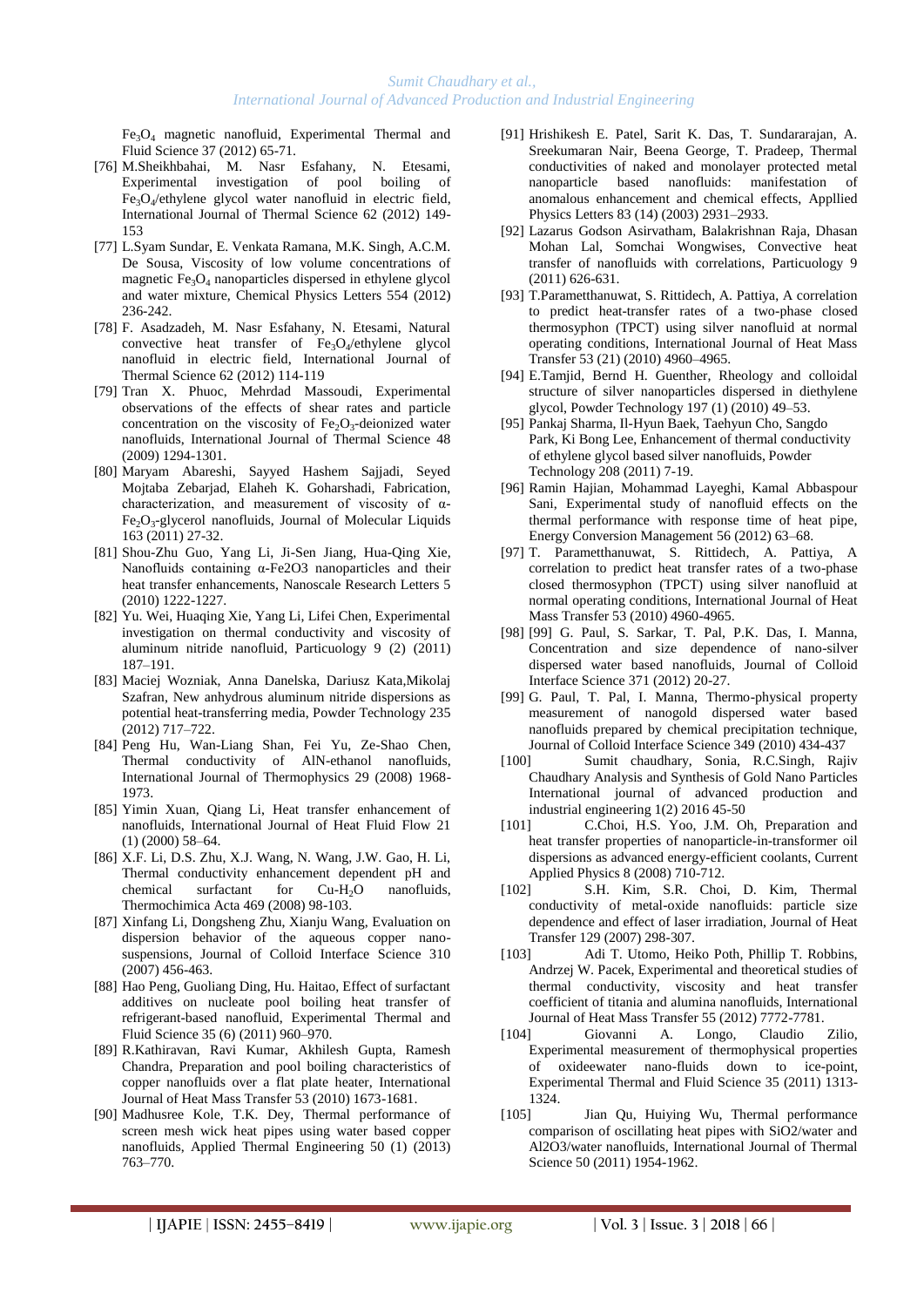$Fe_3O_4$ magnetic nanofluid, Experimental Thermal and Fluid Science 37 (2012) 65-71.

[76] M.Sheikhbahai, M. Nasr Esfahany, N. Etesami, Experimental investigation of pool boiling of $Fe_3O_4$/ethylene glycol water nanofluid in electric field, International Journal of Thermal Science 62 (2012) 149-153

[77] L.Syam Sundar, E. Venkata Ramana, M.K. Singh, A.C.M. De Sousa, Viscosity of low volume concentrations of magnetic $Fe_3O_4$ nanoparticles dispersed in ethylene glycol and water mixture, Chemical Physics Letters 554 (2012) 236-242.

[78] F. Asadzadeh, M. Nasr Esfahany, N. Etesami, Natural convective heat transfer of $Fe_3O_4$/ethylene glycol nanofluid in electric field, International Journal of Thermal Science 62 (2012) 114-119

[79] Tran X. Phuoc, Mehrdad Massoudi, Experimental observations of the effects of shear rates and particle concentration on the viscosity of $Fe_2O_3$-deionized water nanofluids, International Journal of Thermal Science 48 (2009) 1294-1301.

[80] Maryam Abareshi, Sayyed Hashem Sajjadi, Seyed Mojtaba Zebarjad, Elaheh K. Goharshadi, Fabrication, characterization, and measurement of viscosity of α-$Fe_2O_3$-glycerol nanofluids, Journal of Molecular Liquids 163 (2011) 27-32.

[81] Shou-Zhu Guo, Yang Li, Ji-Sen Jiang, Hua-Qing Xie, Nanofluids containing α-Fe2O3 nanoparticles and their heat transfer enhancements, Nanoscale Research Letters 5 (2010) 1222-1227.

[82] Yu. Wei, Huaqing Xie, Yang Li, Lifei Chen, Experimental investigation on thermal conductivity and viscosity of aluminum nitride nanofluid, Particuology 9 (2) (2011) 187–191.

[83] Maciej Wozniak, Anna Danelska, Dariusz Kata,Mikolaj Szafran, New anhydrous aluminum nitride dispersions as potential heat-transferring media, Powder Technology 235 (2012) 717–722.

[84] Peng Hu, Wan-Liang Shan, Fei Yu, Ze-Shao Chen, Thermal conductivity of AlN-ethanol nanofluids, International Journal of Thermophysics 29 (2008) 1968-1973.

[85] Yimin Xuan, Qiang Li, Heat transfer enhancement of nanofluids, International Journal of Heat Fluid Flow 21 (1) (2000) 58–64.

[86] X.F. Li, D.S. Zhu, X.J. Wang, N. Wang, J.W. Gao, H. Li, Thermal conductivity enhancement dependent pH and chemical surfactant for Cu-$H_2O$ nanofluids, Thermochimica Acta 469 (2008) 98-103.

[87] Xinfang Li, Dongsheng Zhu, Xianju Wang, Evaluation on dispersion behavior of the aqueous copper nano-suspensions, Journal of Colloid Interface Science 310 (2007) 456-463.

[88] Hao Peng, Guoliang Ding, Hu. Haitao, Effect of surfactant additives on nucleate pool boiling heat transfer of refrigerant-based nanofluid, Experimental Thermal and Fluid Science 35 (6) (2011) 960–970.

[89] R.Kathiravan, Ravi Kumar, Akhilesh Gupta, Ramesh Chandra, Preparation and pool boiling characteristics of copper nanofluids over a flat plate heater, International Journal of Heat Mass Transfer 53 (2010) 1673-1681.

[90] Madhusree Kole, T.K. Dey, Thermal performance of screen mesh wick heat pipes using water based copper nanofluids, Applied Thermal Engineering 50 (1) (2013) 763–770.

[91] Hrishikesh E. Patel, Sarit K. Das, T. Sundararajan, A. Sreekumaran Nair, Beena George, T. Pradeep, Thermal conductivities of naked and monolayer protected metal nanoparticle based nanofluids: manifestation of anomalous enhancement and chemical effects, Appllied Physics Letters 83 (14) (2003) 2931–2933.

[92] Lazarus Godson Asirvatham, Balakrishnan Raja, Dhasan Mohan Lal, Somchai Wongwises, Convective heat transfer of nanofluids with correlations, Particuology 9 (2011) 626-631.

[93] T.Parametthanuwat, S. Rittidech, A. Pattiya, A correlation to predict heat-transfer rates of a two-phase closed thermosyphon (TPCT) using silver nanofluid at normal operating conditions, International Journal of Heat Mass Transfer 53 (21) (2010) 4960–4965.

[94] E.Tamjid, Bernd H. Guenther, Rheology and colloidal structure of silver nanoparticles dispersed in diethylene glycol, Powder Technology 197 (1) (2010) 49–53.

[95] Pankaj Sharma, Il-Hyun Baek, Taehyun Cho, Sangdo Park, Ki Bong Lee, Enhancement of thermal conductivity of ethylene glycol based silver nanofluids, Powder Technology 208 (2011) 7-19.

[96] Ramin Hajian, Mohammad Layeghi, Kamal Abbaspour Sani, Experimental study of nanofluid effects on the thermal performance with response time of heat pipe, Energy Conversion Management 56 (2012) 63–68.

[97] T. Parametthanuwat, S. Rittidech, A. Pattiya, A correlation to predict heat transfer rates of a two-phase closed thermosyphon (TPCT) using silver nanofluid at normal operating conditions, International Journal of Heat Mass Transfer 53 (2010) 4960-4965.

[98] [99] G. Paul, S. Sarkar, T. Pal, P.K. Das, I. Manna, Concentration and size dependence of nano-silver dispersed water based nanofluids, Journal of Colloid Interface Science 371 (2012) 20-27.

[99] G. Paul, T. Pal, I. Manna, Thermo-physical property measurement of nanogold dispersed water based nanofluids prepared by chemical precipitation technique, Journal of Colloid Interface Science 349 (2010) 434-437

[100] Sumit chaudhary, Sonia, R.C.Singh, Rajiv Chaudhary Analysis and Synthesis of Gold Nano Particles International journal of advanced production and industrial engineering 1(2) 2016 45-50

[101] C.Choi, H.S. Yoo, J.M. Oh, Preparation and heat transfer properties of nanoparticle-in-transformer oil dispersions as advanced energy-efficient coolants, Current Applied Physics 8 (2008) 710-712.

[102] S.H. Kim, S.R. Choi, D. Kim, Thermal conductivity of metal-oxide nanofluids: particle size dependence and effect of laser irradiation, Journal of Heat Transfer 129 (2007) 298-307.

[103] Adi T. Utomo, Heiko Poth, Phillip T. Robbins, Andrzej W. Pacek, Experimental and theoretical studies of thermal conductivity, viscosity and heat transfer coefficient of titania and alumina nanofluids, International Journal of Heat Mass Transfer 55 (2012) 7772-7781.

[104] Giovanni A. Longo, Claudio Zilio, Experimental measurement of thermophysical properties of oxideewater nano-fluids down to ice-point, Experimental Thermal and Fluid Science 35 (2011) 1313-1324.

[105] Jian Qu, Huiying Wu, Thermal performance comparison of oscillating heat pipes with SiO2/water and Al2O3/water nanofluids, International Journal of Thermal Science 50 (2011) 1954-1962.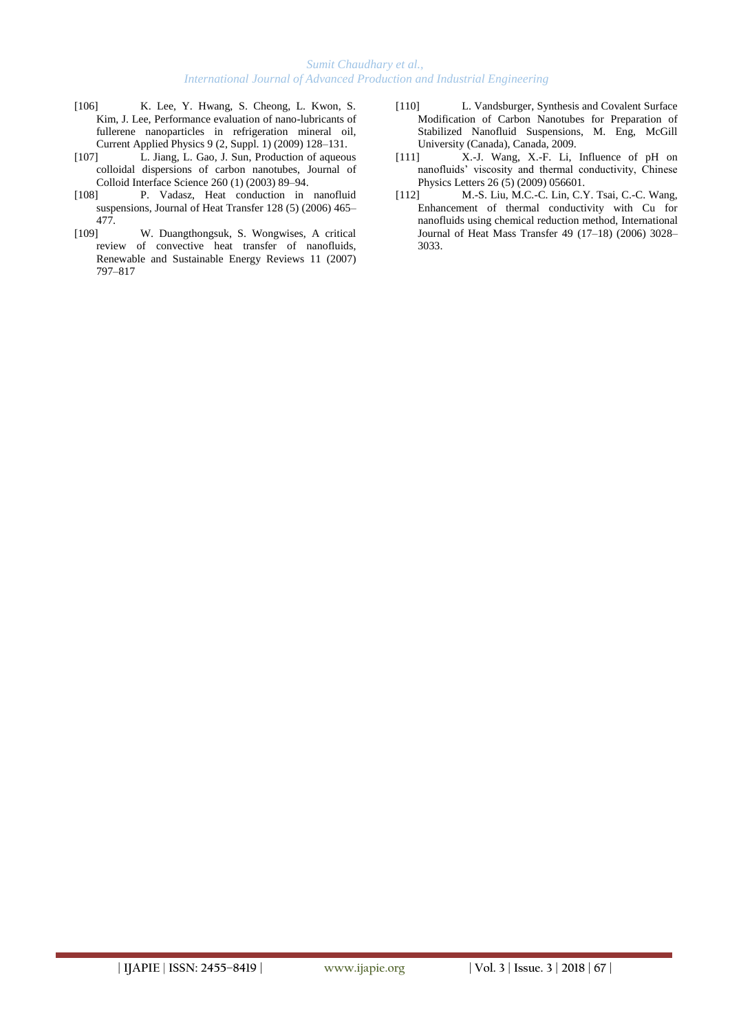[106] K. Lee, Y. Hwang, S. Cheong, L. Kwon, S. Kim, J. Lee, Performance evaluation of nano-lubricants of fullerene nanoparticles in refrigeration mineral oil, Current Applied Physics 9 (2, Suppl. 1) (2009) 128–131.

[107] L. Jiang, L. Gao, J. Sun, Production of aqueous colloidal dispersions of carbon nanotubes, Journal of Colloid Interface Science 260 (1) (2003) 89–94.

[108] P. Vadasz, Heat conduction in nanofluid suspensions, Journal of Heat Transfer 128 (5) (2006) 465–477.

[109] W. Duangthongsuk, S. Wongwises, A critical review of convective heat transfer of nanofluids, Renewable and Sustainable Energy Reviews 11 (2007) 797–817

[110] L. Vandsburger, Synthesis and Covalent Surface Modification of Carbon Nanotubes for Preparation of Stabilized Nanofluid Suspensions, M. Eng, McGill University (Canada), Canada, 2009.

[111] X.-J. Wang, X.-F. Li, Influence of pH on nanofluids' viscosity and thermal conductivity, Chinese Physics Letters 26 (5) (2009) 056601.

[112] M.-S. Liu, M.C.-C. Lin, C.Y. Tsai, C.-C. Wang, Enhancement of thermal conductivity with Cu for nanofluids using chemical reduction method, International Journal of Heat Mass Transfer 49 (17–18) (2006) 3028–3033.